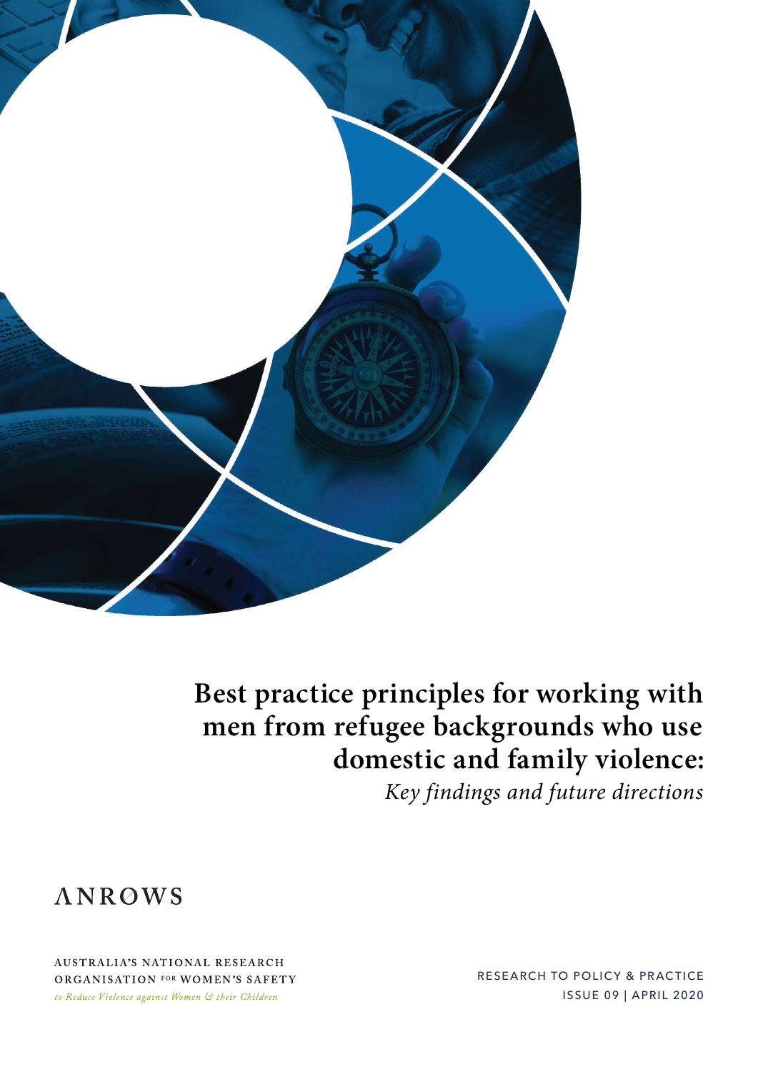# Best practice principles for working with men from refugee backgrounds who use domestic and family violence:

*Key findings and future directions*

ANROWS

AUSTRALIA'S NATIONAL RESEARCH ORGANISATION FOR WOMEN'S SAFETY

*to Reduce Violence against Women & their Children*

RESEARCH TO POLICY & PRACTICE

ISSUE 09 | APRIL 2020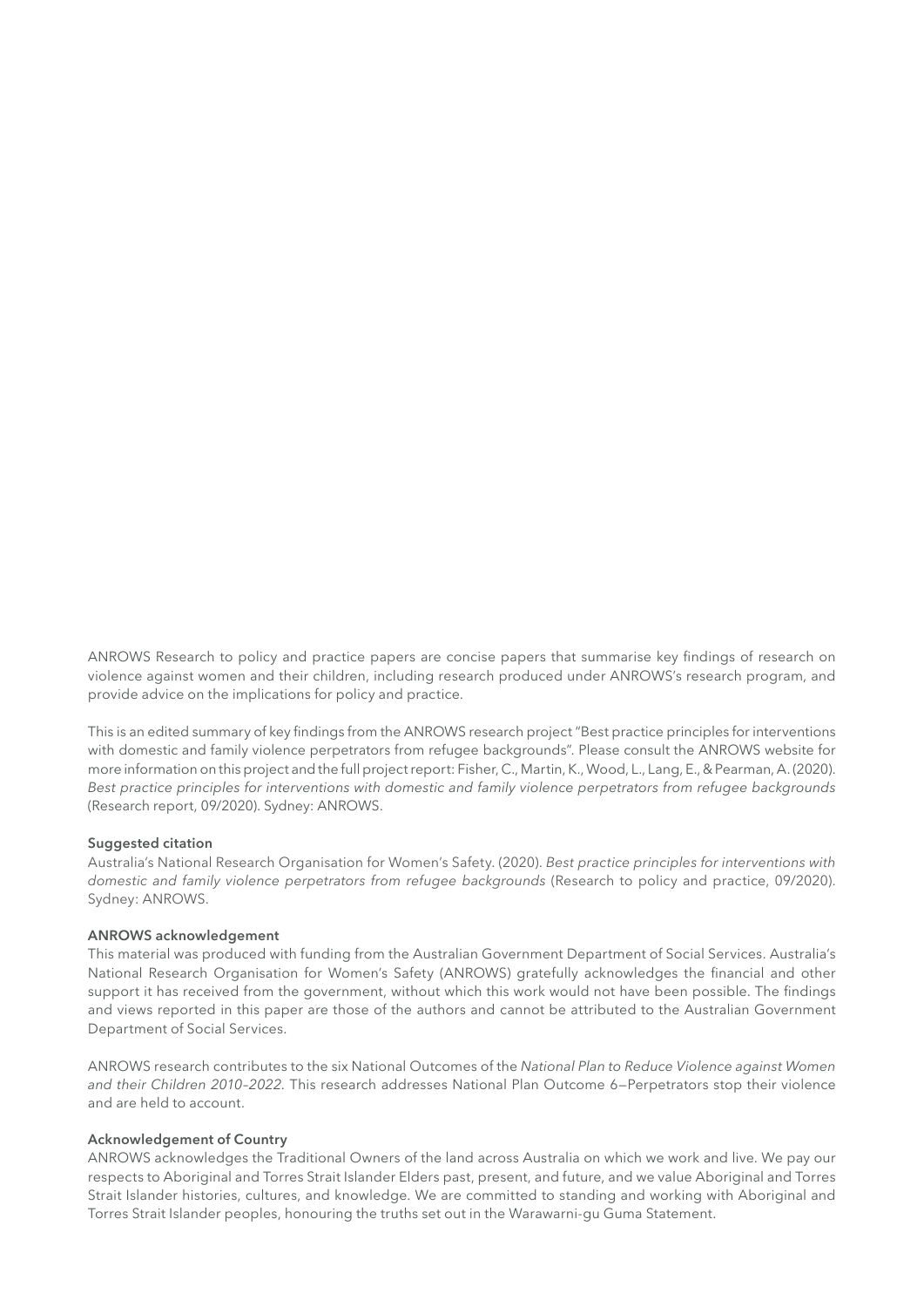ANROWS Research to policy and practice papers are concise papers that summarise key findings of research on violence against women and their children, including research produced under ANROWS's research program, and provide advice on the implications for policy and practice.

This is an edited summary of key findings from the ANROWS research project "Best practice principles for interventions with domestic and family violence perpetrators from refugee backgrounds". Please consult the ANROWS website for more information on this project and the full project report: Fisher, C., Martin, K., Wood, L., Lang, E., & Pearman, A. (2020). *Best practice principles for interventions with domestic and family violence perpetrators from refugee backgrounds* (Research report, 09/2020). Sydney: ANROWS.

**Suggested citation**

Australia's National Research Organisation for Women's Safety. (2020). *Best practice principles for interventions with domestic and family violence perpetrators from refugee backgrounds* (Research to policy and practice, 09/2020). Sydney: ANROWS.

**ANROWS acknowledgement**

This material was produced with funding from the Australian Government Department of Social Services. Australia's National Research Organisation for Women's Safety (ANROWS) gratefully acknowledges the financial and other support it has received from the government, without which this work would not have been possible. The findings and views reported in this paper are those of the authors and cannot be attributed to the Australian Government Department of Social Services.

ANROWS research contributes to the six National Outcomes of the *National Plan to Reduce Violence against Women and their Children 2010–2022*. This research addresses National Plan Outcome 6—Perpetrators stop their violence and are held to account.

**Acknowledgement of Country**

ANROWS acknowledges the Traditional Owners of the land across Australia on which we work and live. We pay our respects to Aboriginal and Torres Strait Islander Elders past, present, and future, and we value Aboriginal and Torres Strait Islander histories, cultures, and knowledge. We are committed to standing and working with Aboriginal and Torres Strait Islander peoples, honouring the truths set out in the Warawarni-gu Guma Statement.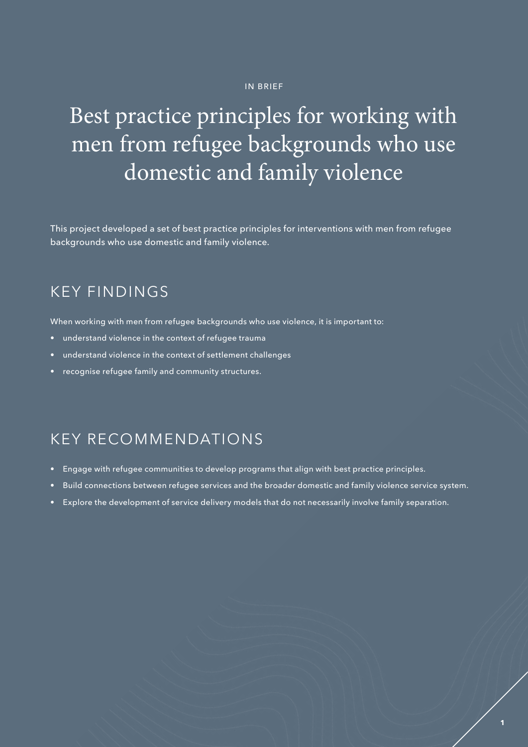IN BRIEF

# Best practice principles for working with men from refugee backgrounds who use domestic and family violence

This project developed a set of best practice principles for interventions with men from refugee backgrounds who use domestic and family violence.

## KEY FINDINGS

When working with men from refugee backgrounds who use violence, it is important to:

- understand violence in the context of refugee trauma
- understand violence in the context of settlement challenges
- recognise refugee family and community structures.

## KEY RECOMMENDATIONS

- Engage with refugee communities to develop programs that align with best practice principles.
- Build connections between refugee services and the broader domestic and family violence service system.
- Explore the development of service delivery models that do not necessarily involve family separation.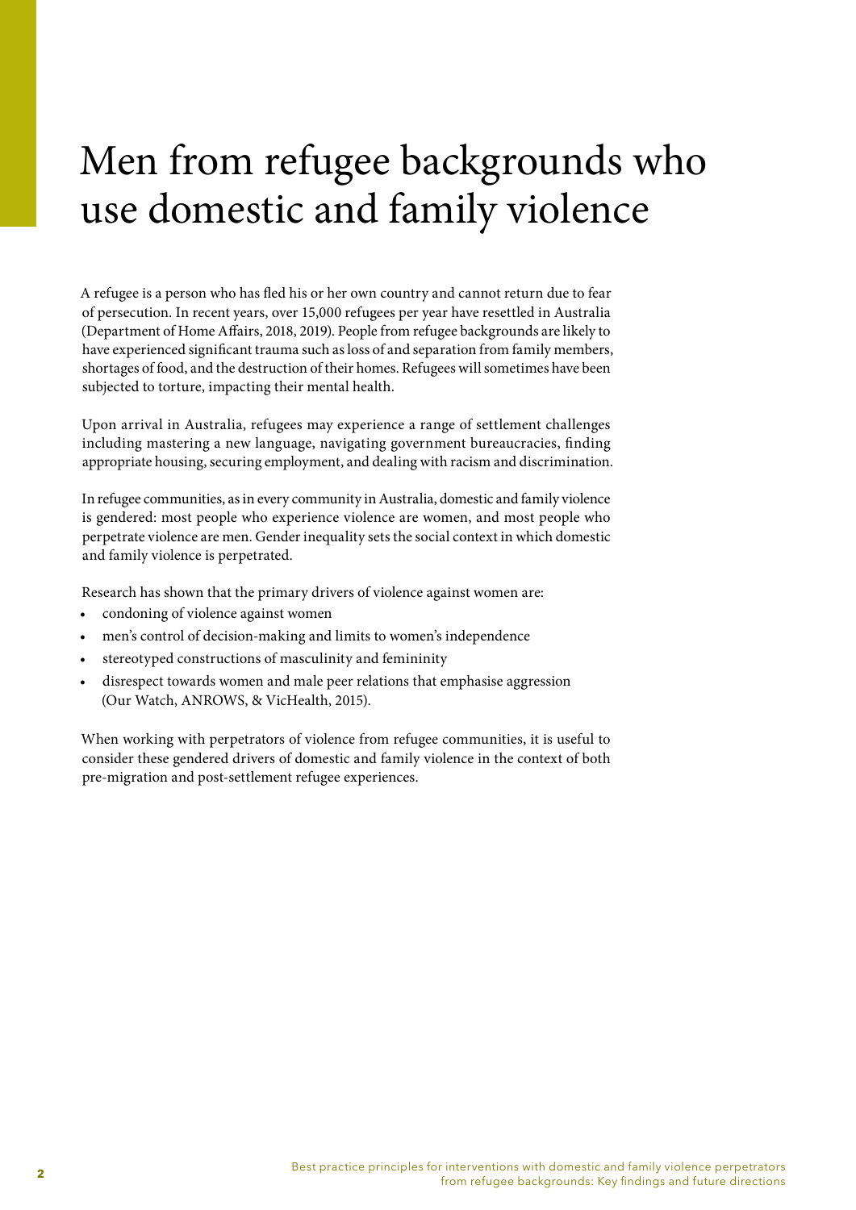# Men from refugee backgrounds who use domestic and family violence

A refugee is a person who has fled his or her own country and cannot return due to fear of persecution. In recent years, over 15,000 refugees per year have resettled in Australia (Department of Home Affairs, 2018, 2019). People from refugee backgrounds are likely to have experienced significant trauma such as loss of and separation from family members, shortages of food, and the destruction of their homes. Refugees will sometimes have been subjected to torture, impacting their mental health.

Upon arrival in Australia, refugees may experience a range of settlement challenges including mastering a new language, navigating government bureaucracies, finding appropriate housing, securing employment, and dealing with racism and discrimination.

In refugee communities, as in every community in Australia, domestic and family violence is gendered: most people who experience violence are women, and most people who perpetrate violence are men. Gender inequality sets the social context in which domestic and family violence is perpetrated.

Research has shown that the primary drivers of violence against women are:

- condoning of violence against women
- men's control of decision-making and limits to women's independence
- stereotyped constructions of masculinity and femininity
- disrespect towards women and male peer relations that emphasise aggression (Our Watch, ANROWS, & VicHealth, 2015).

When working with perpetrators of violence from refugee communities, it is useful to consider these gendered drivers of domestic and family violence in the context of both pre-migration and post-settlement refugee experiences.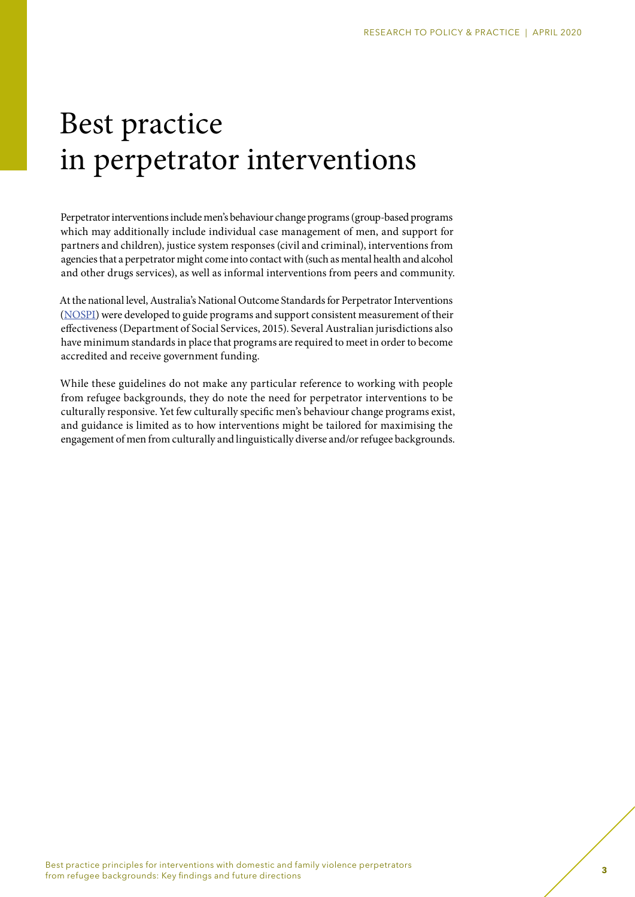# Best practice in perpetrator interventions

Perpetrator interventions include men's behaviour change programs (group-based programs which may additionally include individual case management of men, and support for partners and children), justice system responses (civil and criminal), interventions from agencies that a perpetrator might come into contact with (such as mental health and alcohol and other drugs services), as well as informal interventions from peers and community.

At the national level, Australia's National Outcome Standards for Perpetrator Interventions (NOSPI) were developed to guide programs and support consistent measurement of their effectiveness (Department of Social Services, 2015). Several Australian jurisdictions also have minimum standards in place that programs are required to meet in order to become accredited and receive government funding.

While these guidelines do not make any particular reference to working with people from refugee backgrounds, they do note the need for perpetrator interventions to be culturally responsive. Yet few culturally specific men's behaviour change programs exist, and guidance is limited as to how interventions might be tailored for maximising the engagement of men from culturally and linguistically diverse and/or refugee backgrounds.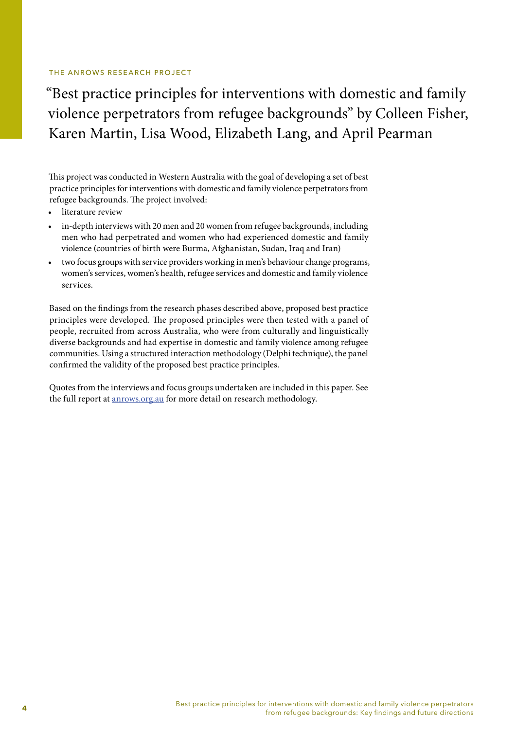THE ANROWS RESEARCH PROJECT

# "Best practice principles for interventions with domestic and family violence perpetrators from refugee backgrounds" by Colleen Fisher, Karen Martin, Lisa Wood, Elizabeth Lang, and April Pearman

This project was conducted in Western Australia with the goal of developing a set of best practice principles for interventions with domestic and family violence perpetrators from refugee backgrounds. The project involved:

- literature review
- in-depth interviews with 20 men and 20 women from refugee backgrounds, including men who had perpetrated and women who had experienced domestic and family violence (countries of birth were Burma, Afghanistan, Sudan, Iraq and Iran)
- two focus groups with service providers working in men's behaviour change programs, women's services, women's health, refugee services and domestic and family violence services.

Based on the findings from the research phases described above, proposed best practice principles were developed. The proposed principles were then tested with a panel of people, recruited from across Australia, who were from culturally and linguistically diverse backgrounds and had expertise in domestic and family violence among refugee communities. Using a structured interaction methodology (Delphi technique), the panel confirmed the validity of the proposed best practice principles.

Quotes from the interviews and focus groups undertaken are included in this paper. See the full report at anrows.org.au for more detail on research methodology.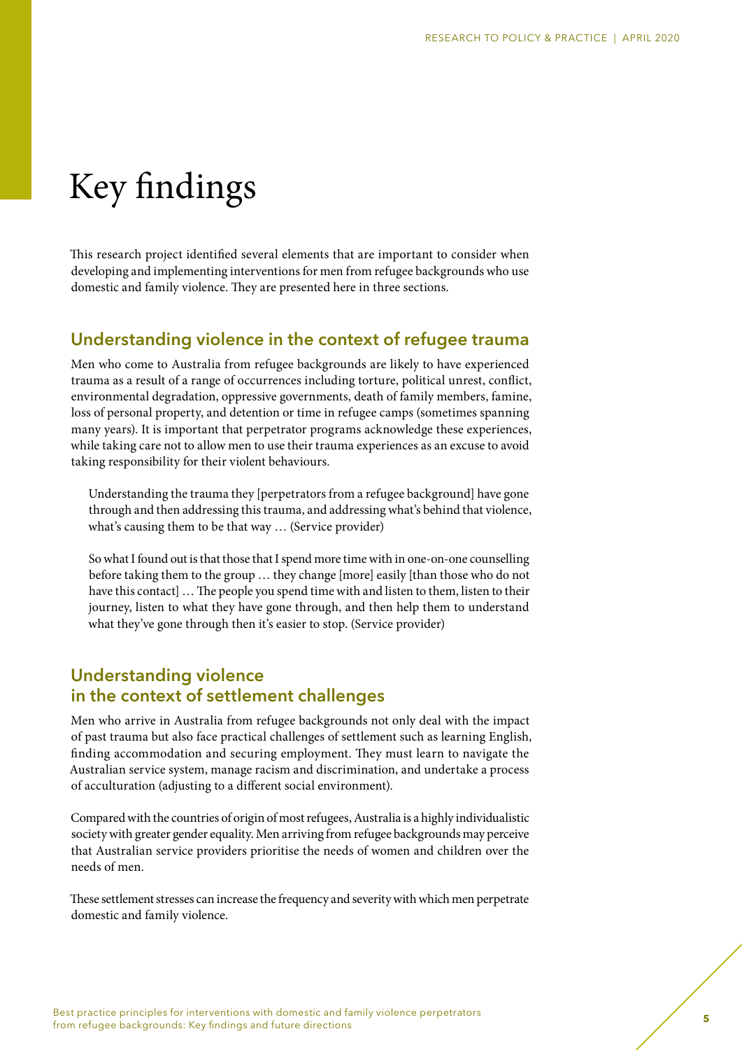# Key findings

This research project identified several elements that are important to consider when developing and implementing interventions for men from refugee backgrounds who use domestic and family violence. They are presented here in three sections.

## Understanding violence in the context of refugee trauma

Men who come to Australia from refugee backgrounds are likely to have experienced trauma as a result of a range of occurrences including torture, political unrest, conflict, environmental degradation, oppressive governments, death of family members, famine, loss of personal property, and detention or time in refugee camps (sometimes spanning many years). It is important that perpetrator programs acknowledge these experiences, while taking care not to allow men to use their trauma experiences as an excuse to avoid taking responsibility for their violent behaviours.

> Understanding the trauma they [perpetrators from a refugee background] have gone through and then addressing this trauma, and addressing what's behind that violence, what's causing them to be that way … (Service provider)

> So what I found out is that those that I spend more time with in one-on-one counselling before taking them to the group … they change [more] easily [than those who do not have this contact] … The people you spend time with and listen to them, listen to their journey, listen to what they have gone through, and then help them to understand what they've gone through then it's easier to stop. (Service provider)

## Understanding violence in the context of settlement challenges

Men who arrive in Australia from refugee backgrounds not only deal with the impact of past trauma but also face practical challenges of settlement such as learning English, finding accommodation and securing employment. They must learn to navigate the Australian service system, manage racism and discrimination, and undertake a process of acculturation (adjusting to a different social environment).

Compared with the countries of origin of most refugees, Australia is a highly individualistic society with greater gender equality. Men arriving from refugee backgrounds may perceive that Australian service providers prioritise the needs of women and children over the needs of men.

These settlement stresses can increase the frequency and severity with which men perpetrate domestic and family violence.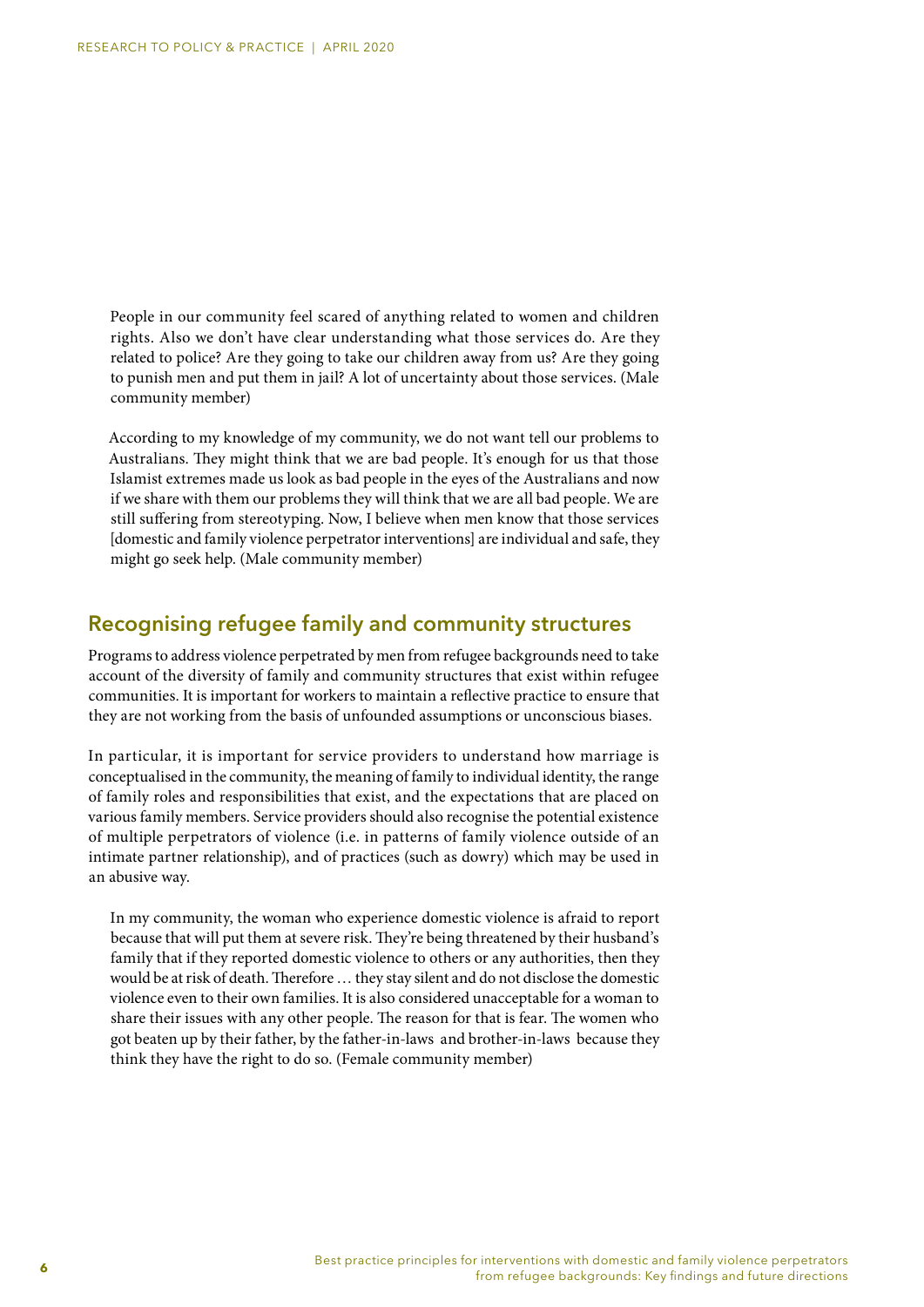> People in our community feel scared of anything related to women and children rights. Also we don't have clear understanding what those services do. Are they related to police? Are they going to take our children away from us? Are they going to punish men and put them in jail? A lot of uncertainty about those services. (Male community member)

> According to my knowledge of my community, we do not want tell our problems to Australians. They might think that we are bad people. It's enough for us that those Islamist extremes made us look as bad people in the eyes of the Australians and now if we share with them our problems they will think that we are all bad people. We are still suffering from stereotyping. Now, I believe when men know that those services [domestic and family violence perpetrator interventions] are individual and safe, they might go seek help. (Male community member)

## Recognising refugee family and community structures

Programs to address violence perpetrated by men from refugee backgrounds need to take account of the diversity of family and community structures that exist within refugee communities. It is important for workers to maintain a reflective practice to ensure that they are not working from the basis of unfounded assumptions or unconscious biases.

In particular, it is important for service providers to understand how marriage is conceptualised in the community, the meaning of family to individual identity, the range of family roles and responsibilities that exist, and the expectations that are placed on various family members. Service providers should also recognise the potential existence of multiple perpetrators of violence (i.e. in patterns of family violence outside of an intimate partner relationship), and of practices (such as dowry) which may be used in an abusive way.

> In my community, the woman who experience domestic violence is afraid to report because that will put them at severe risk. They're being threatened by their husband's family that if they reported domestic violence to others or any authorities, then they would be at risk of death. Therefore … they stay silent and do not disclose the domestic violence even to their own families. It is also considered unacceptable for a woman to share their issues with any other people. The reason for that is fear. The women who got beaten up by their father, by the father-in-laws and brother-in-laws because they think they have the right to do so. (Female community member)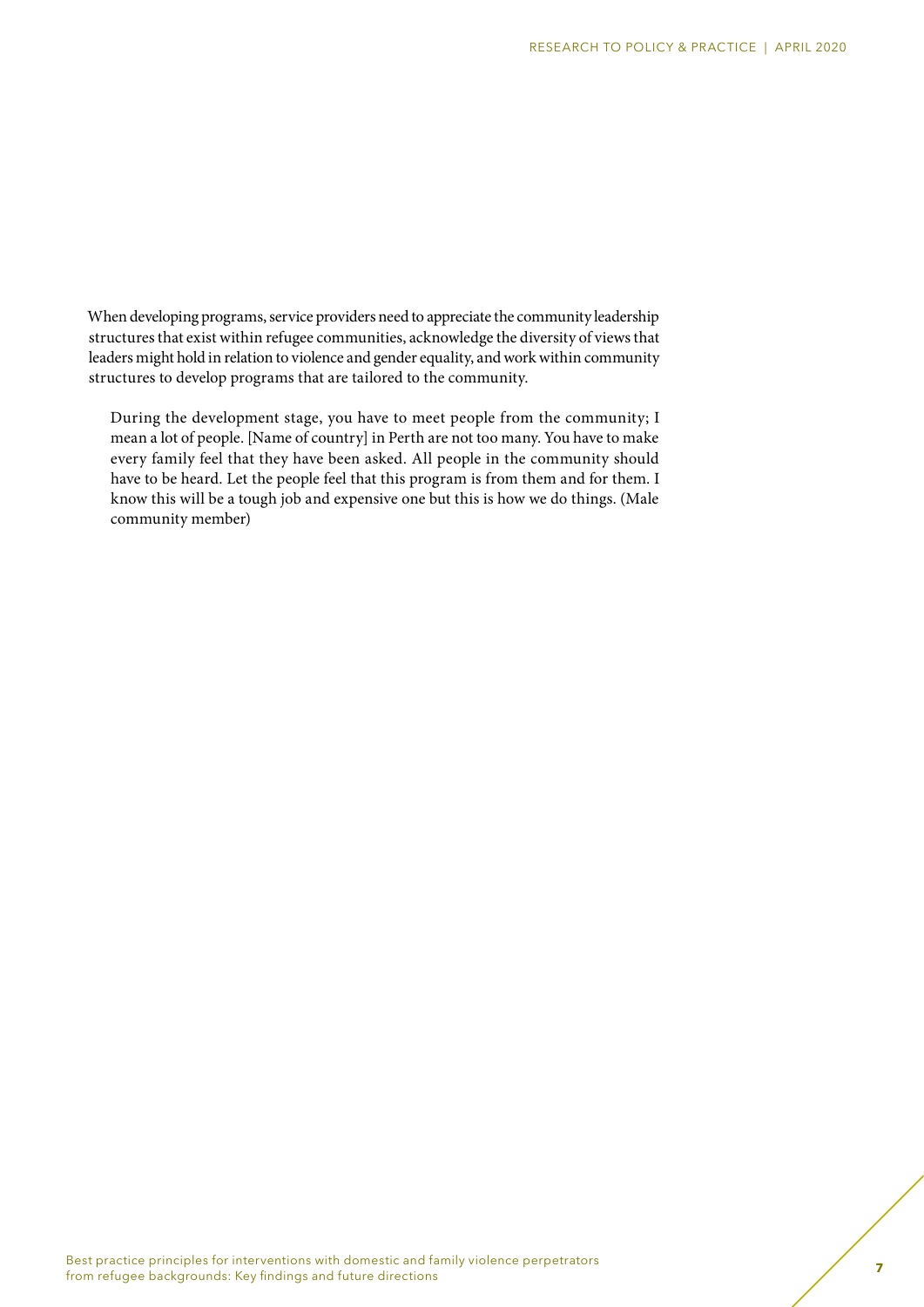When developing programs, service providers need to appreciate the community leadership structures that exist within refugee communities, acknowledge the diversity of views that leaders might hold in relation to violence and gender equality, and work within community structures to develop programs that are tailored to the community.

> During the development stage, you have to meet people from the community; I mean a lot of people. [Name of country] in Perth are not too many. You have to make every family feel that they have been asked. All people in the community should have to be heard. Let the people feel that this program is from them and for them. I know this will be a tough job and expensive one but this is how we do things. (Male community member)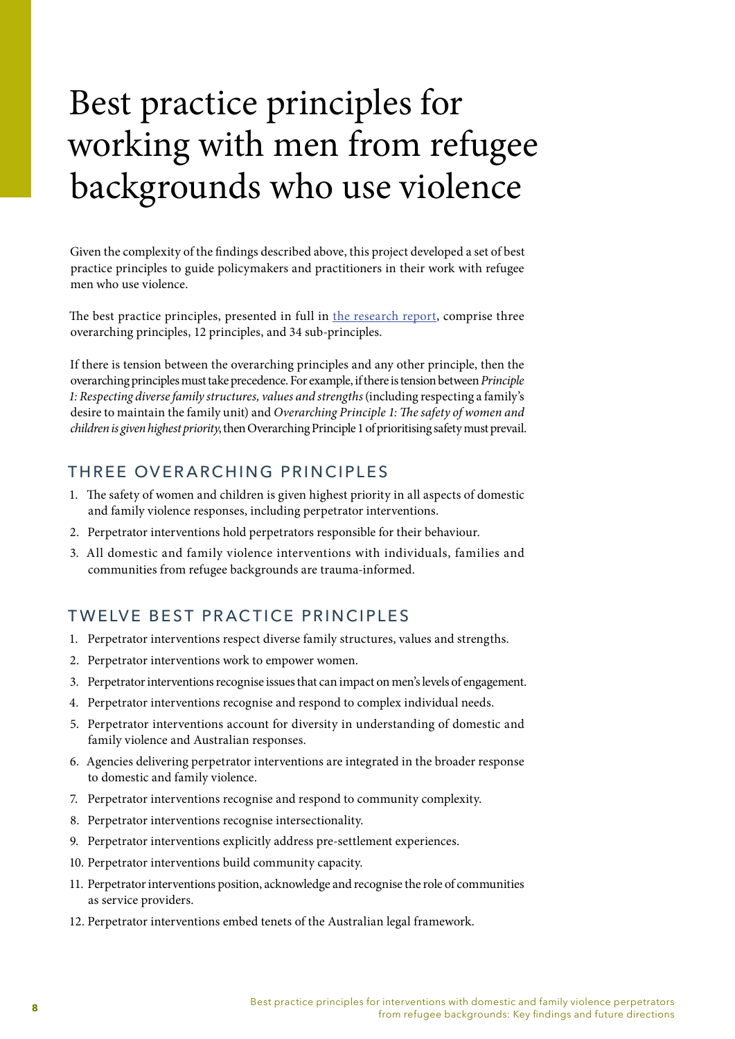# Best practice principles for working with men from refugee backgrounds who use violence

Given the complexity of the findings described above, this project developed a set of best practice principles to guide policymakers and practitioners in their work with refugee men who use violence.

The best practice principles, presented in full in [the research report](the research report), comprise three overarching principles, 12 principles, and 34 sub-principles.

If there is tension between the overarching principles and any other principle, then the overarching principles must take precedence. For example, if there is tension between *Principle 1: Respecting diverse family structures, values and strengths* (including respecting a family's desire to maintain the family unit) and *Overarching Principle 1: The safety of women and children is given highest priority*, then Overarching Principle 1 of prioritising safety must prevail.

## THREE OVERARCHING PRINCIPLES

1. The safety of women and children is given highest priority in all aspects of domestic and family violence responses, including perpetrator interventions.
2. Perpetrator interventions hold perpetrators responsible for their behaviour.
3. All domestic and family violence interventions with individuals, families and communities from refugee backgrounds are trauma-informed.

## TWELVE BEST PRACTICE PRINCIPLES

1. Perpetrator interventions respect diverse family structures, values and strengths.
2. Perpetrator interventions work to empower women.
3. Perpetrator interventions recognise issues that can impact on men's levels of engagement.
4. Perpetrator interventions recognise and respond to complex individual needs.
5. Perpetrator interventions account for diversity in understanding of domestic and family violence and Australian responses.
6. Agencies delivering perpetrator interventions are integrated in the broader response to domestic and family violence.
7. Perpetrator interventions recognise and respond to community complexity.
8. Perpetrator interventions recognise intersectionality.
9. Perpetrator interventions explicitly address pre-settlement experiences.
10. Perpetrator interventions build community capacity.
11. Perpetrator interventions position, acknowledge and recognise the role of communities as service providers.
12. Perpetrator interventions embed tenets of the Australian legal framework.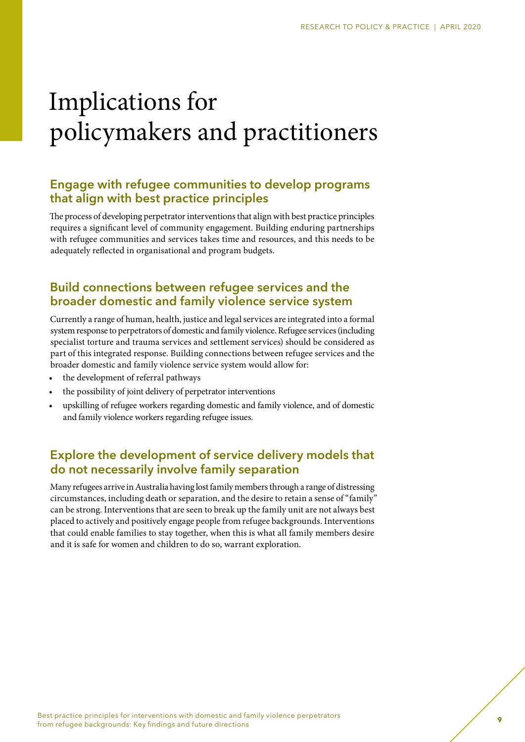# Implications for policymakers and practitioners

## Engage with refugee communities to develop programs that align with best practice principles

The process of developing perpetrator interventions that align with best practice principles requires a significant level of community engagement. Building enduring partnerships with refugee communities and services takes time and resources, and this needs to be adequately reflected in organisational and program budgets.

## Build connections between refugee services and the broader domestic and family violence service system

Currently a range of human, health, justice and legal services are integrated into a formal system response to perpetrators of domestic and family violence. Refugee services (including specialist torture and trauma services and settlement services) should be considered as part of this integrated response. Building connections between refugee services and the broader domestic and family violence service system would allow for:

- the development of referral pathways
- the possibility of joint delivery of perpetrator interventions
- upskilling of refugee workers regarding domestic and family violence, and of domestic and family violence workers regarding refugee issues.

## Explore the development of service delivery models that do not necessarily involve family separation

Many refugees arrive in Australia having lost family members through a range of distressing circumstances, including death or separation, and the desire to retain a sense of "family" can be strong. Interventions that are seen to break up the family unit are not always best placed to actively and positively engage people from refugee backgrounds. Interventions that could enable families to stay together, when this is what all family members desire and it is safe for women and children to do so, warrant exploration.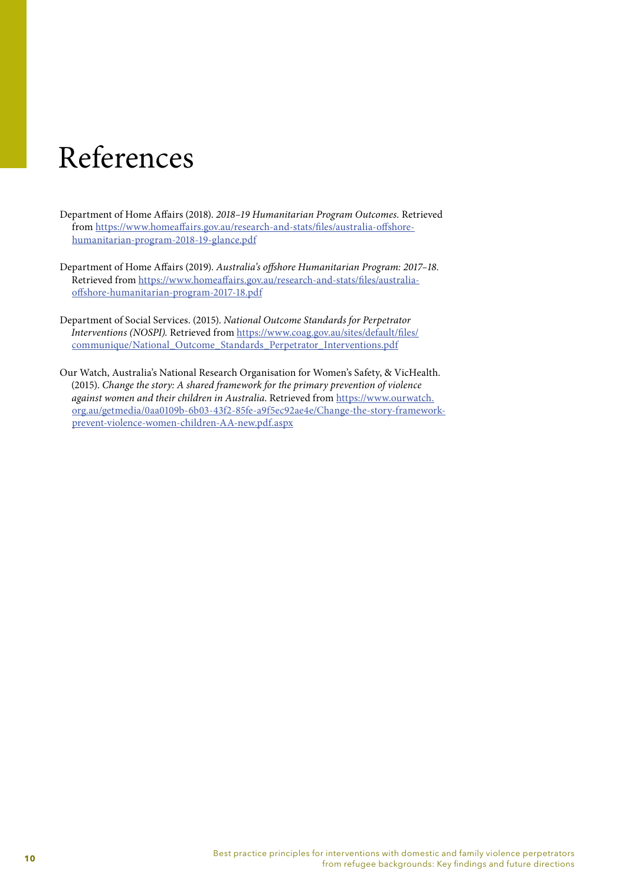# References

Department of Home Affairs (2018). *2018–19 Humanitarian Program Outcomes.* Retrieved from https://www.homeaffairs.gov.au/research-and-stats/files/australia-offshore-humanitarian-program-2018-19-glance.pdf

Department of Home Affairs (2019). *Australia's offshore Humanitarian Program: 2017–18.* Retrieved from https://www.homeaffairs.gov.au/research-and-stats/files/australia-offshore-humanitarian-program-2017-18.pdf

Department of Social Services. (2015). *National Outcome Standards for Perpetrator Interventions (NOSPI).* Retrieved from https://www.coag.gov.au/sites/default/files/communique/National_Outcome_Standards_Perpetrator_Interventions.pdf

Our Watch, Australia's National Research Organisation for Women's Safety, & VicHealth. (2015). *Change the story: A shared framework for the primary prevention of violence against women and their children in Australia*. Retrieved from https://www.ourwatch.org.au/getmedia/0aa0109b-6b03-43f2-85fe-a9f5ec92ae4e/Change-the-story-framework-prevent-violence-women-children-AA-new.pdf.aspx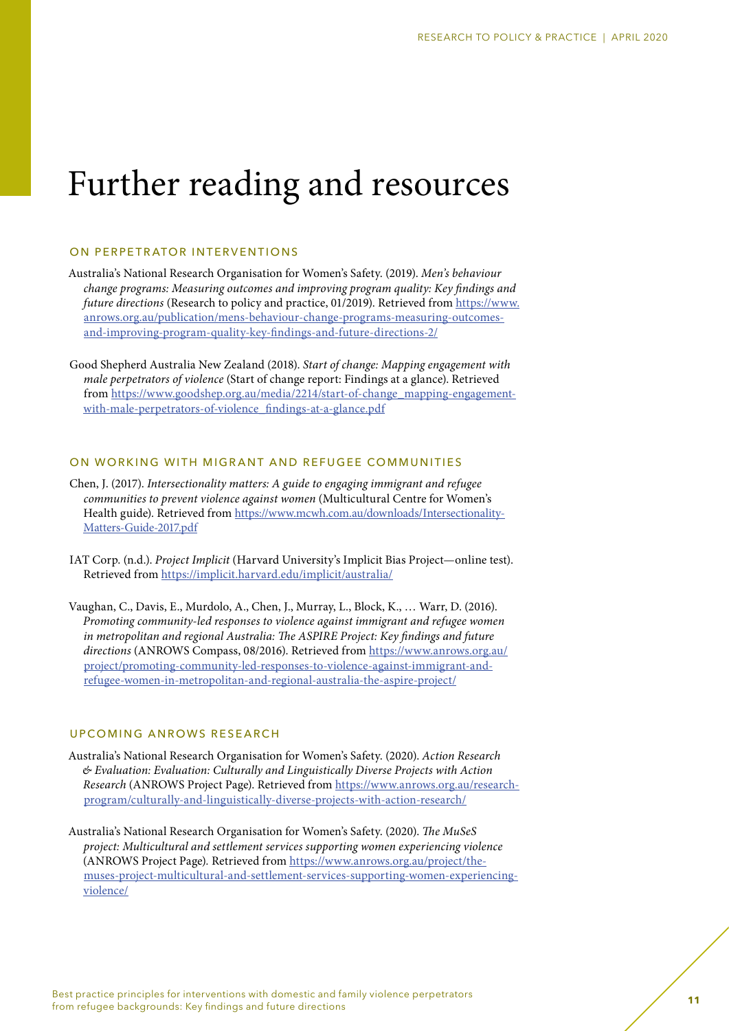# Further reading and resources

## ON PERPETRATOR INTERVENTIONS

Australia's National Research Organisation for Women's Safety. (2019). *Men's behaviour change programs: Measuring outcomes and improving program quality: Key findings and future directions* (Research to policy and practice, 01/2019). Retrieved from https://www.anrows.org.au/publication/mens-behaviour-change-programs-measuring-outcomes-and-improving-program-quality-key-findings-and-future-directions-2/

Good Shepherd Australia New Zealand (2018). *Start of change: Mapping engagement with male perpetrators of violence* (Start of change report: Findings at a glance). Retrieved from https://www.goodshep.org.au/media/2214/start-of-change_mapping-engagement-with-male-perpetrators-of-violence_findings-at-a-glance.pdf

## ON WORKING WITH MIGRANT AND REFUGEE COMMUNITIES

Chen, J. (2017). *Intersectionality matters: A guide to engaging immigrant and refugee communities to prevent violence against women* (Multicultural Centre for Women's Health guide). Retrieved from https://www.mcwh.com.au/downloads/Intersectionality-Matters-Guide-2017.pdf

IAT Corp. (n.d.). *Project Implicit* (Harvard University's Implicit Bias Project—online test). Retrieved from https://implicit.harvard.edu/implicit/australia/

Vaughan, C., Davis, E., Murdolo, A., Chen, J., Murray, L., Block, K., … Warr, D. (2016). *Promoting community-led responses to violence against immigrant and refugee women in metropolitan and regional Australia: The ASPIRE Project: Key findings and future directions* (ANROWS Compass, 08/2016). Retrieved from https://www.anrows.org.au/project/promoting-community-led-responses-to-violence-against-immigrant-and-refugee-women-in-metropolitan-and-regional-australia-the-aspire-project/

## UPCOMING ANROWS RESEARCH

Australia's National Research Organisation for Women's Safety. (2020). *Action Research & Evaluation: Evaluation: Culturally and Linguistically Diverse Projects with Action Research* (ANROWS Project Page). Retrieved from https://www.anrows.org.au/research-program/culturally-and-linguistically-diverse-projects-with-action-research/

Australia's National Research Organisation for Women's Safety. (2020). *The MuSeS project: Multicultural and settlement services supporting women experiencing violence* (ANROWS Project Page). Retrieved from https://www.anrows.org.au/project/the-muses-project-multicultural-and-settlement-services-supporting-women-experiencing-violence/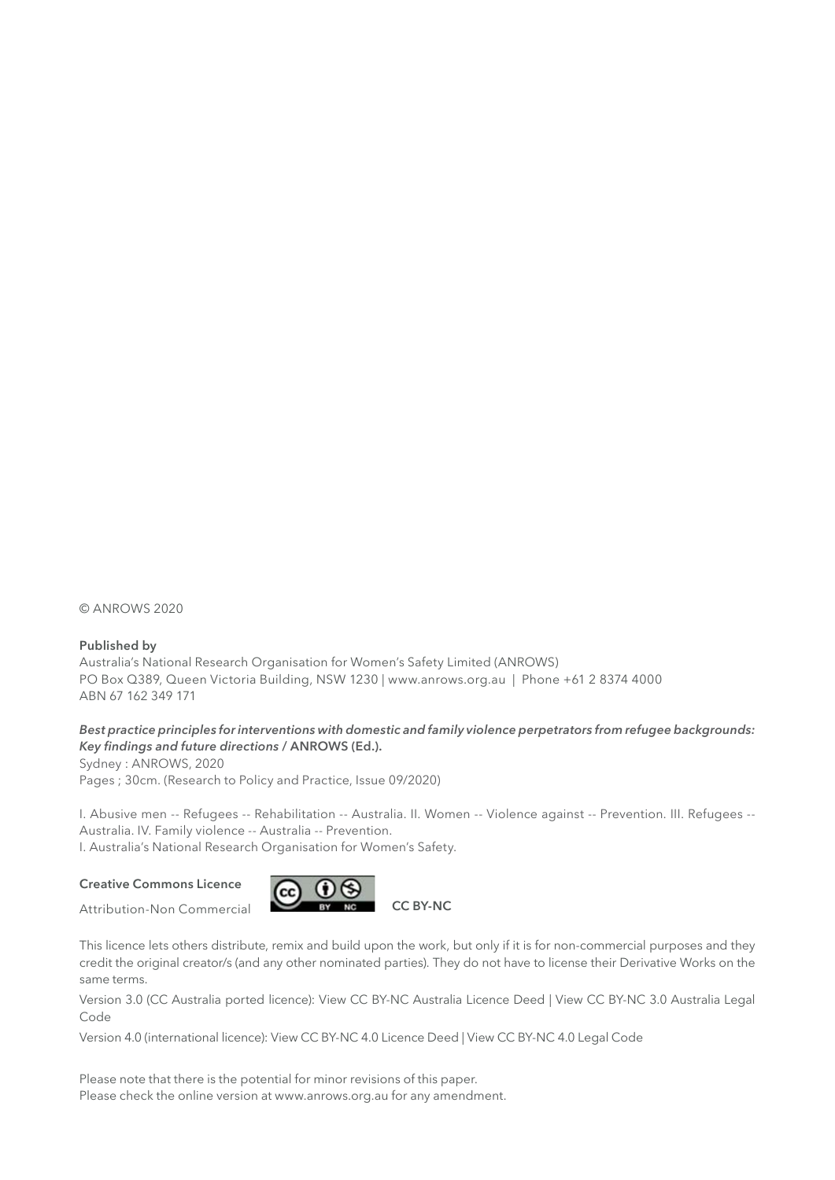© ANROWS 2020

**Published by**
Australia's National Research Organisation for Women's Safety Limited (ANROWS)
PO Box Q389, Queen Victoria Building, NSW 1230 | www.anrows.org.au | Phone +61 2 8374 4000
ABN 67 162 349 171

***Best practice principles for interventions with domestic and family violence perpetrators from refugee backgrounds: Key findings and future directions*** **/ ANROWS (Ed.).**
Sydney : ANROWS, 2020
Pages ; 30cm. (Research to Policy and Practice, Issue 09/2020)

I. Abusive men -- Refugees -- Rehabilitation -- Australia. II. Women -- Violence against -- Prevention. III. Refugees -- Australia. IV. Family violence -- Australia -- Prevention.
I. Australia's National Research Organisation for Women's Safety.

**Creative Commons Licence**

Attribution-Non Commercial **CC BY-NC**

This licence lets others distribute, remix and build upon the work, but only if it is for non-commercial purposes and they credit the original creator/s (and any other nominated parties). They do not have to license their Derivative Works on the same terms.

Version 3.0 (CC Australia ported licence): View CC BY-NC Australia Licence Deed | View CC BY-NC 3.0 Australia Legal Code

Version 4.0 (international licence): View CC BY-NC 4.0 Licence Deed | View CC BY-NC 4.0 Legal Code

Please note that there is the potential for minor revisions of this paper.
Please check the online version at www.anrows.org.au for any amendment.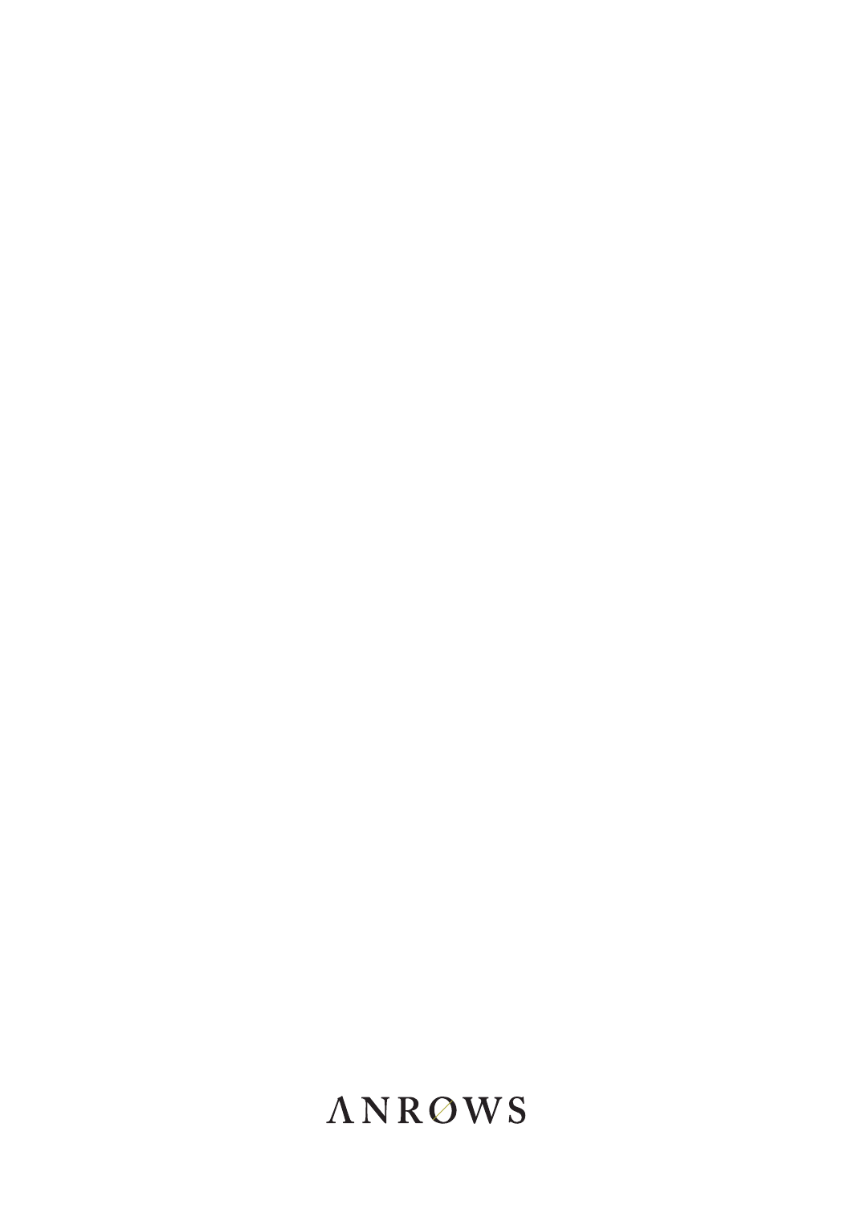ANROWS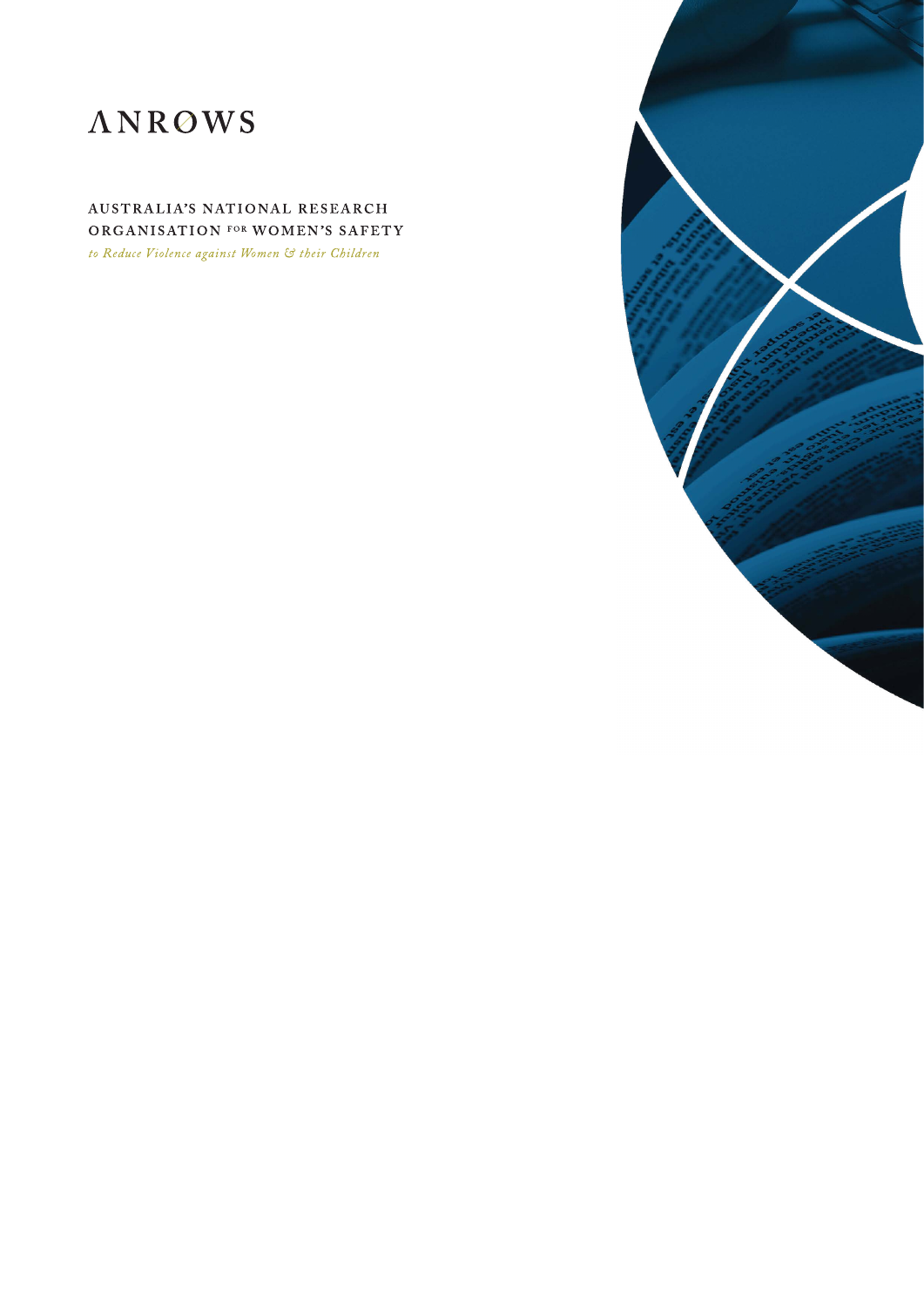ANROWS

AUSTRALIA'S NATIONAL RESEARCH ORGANISATION FOR WOMEN'S SAFETY

*to Reduce Violence against Women & their Children*